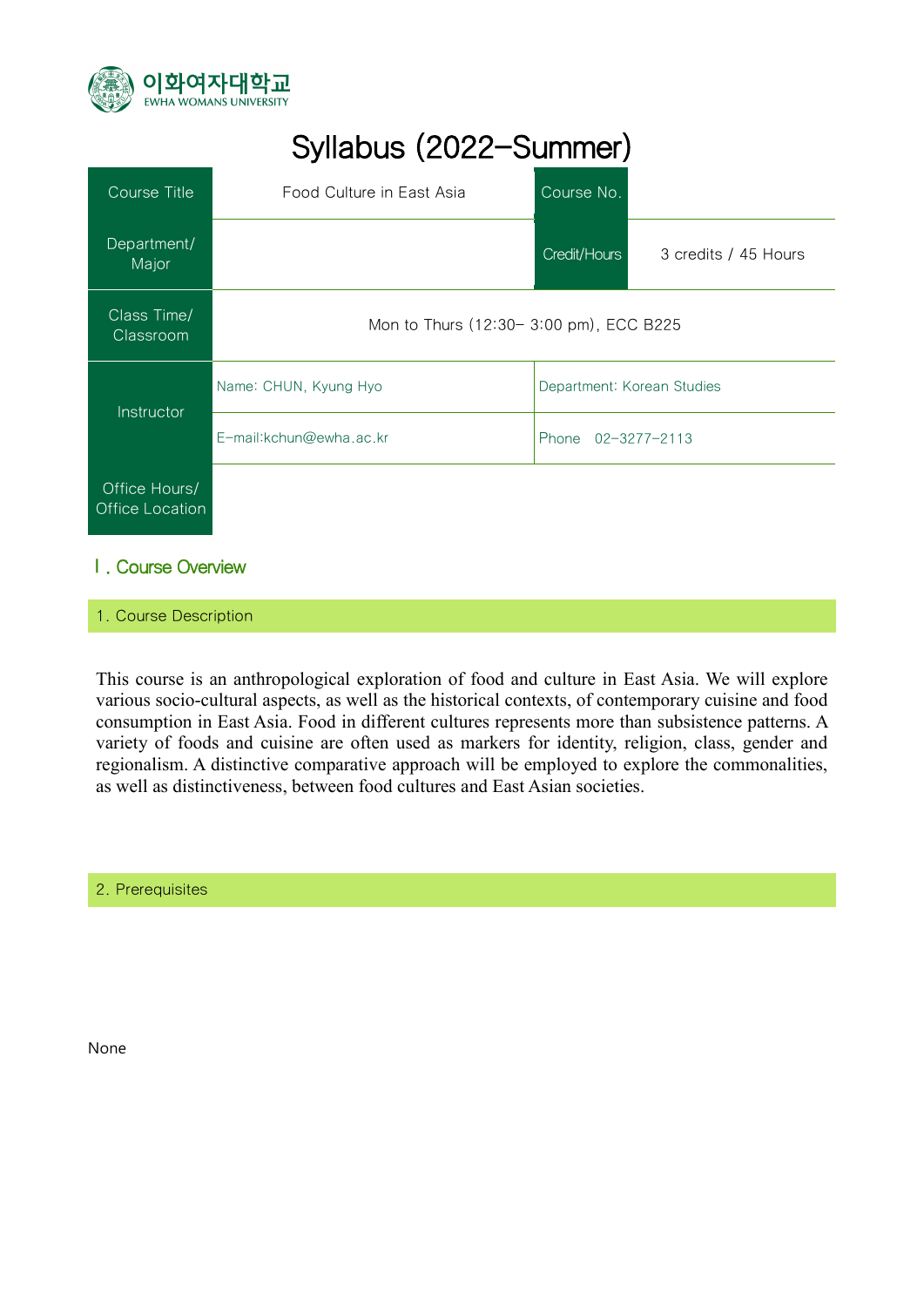이화여자대학교
EWHA WOMANS UNIVERSITY

# Syllabus (2022-Summer)

| Course Title | Food Culture in East Asia | Course No. | |
|---|---|---|---|
| Department/ Major | | Credit/Hours | 3 credits / 45 Hours |
| Class Time/ Classroom | Mon to Thurs (12:30– 3:00 pm), ECC B225 | | |
| Instructor | Name: CHUN, Kyung Hyo | Department: Korean Studies | |
| | E-mail:kchun@ewha.ac.kr | Phone 02-3277-2113 | |
| Office Hours/ Office Location | | | |

## Ⅰ. Course Overview

### 1. Course Description

This course is an anthropological exploration of food and culture in East Asia. We will explore various socio-cultural aspects, as well as the historical contexts, of contemporary cuisine and food consumption in East Asia. Food in different cultures represents more than subsistence patterns. A variety of foods and cuisine are often used as markers for identity, religion, class, gender and regionalism. A distinctive comparative approach will be employed to explore the commonalities, as well as distinctiveness, between food cultures and East Asian societies.

### 2. Prerequisites

None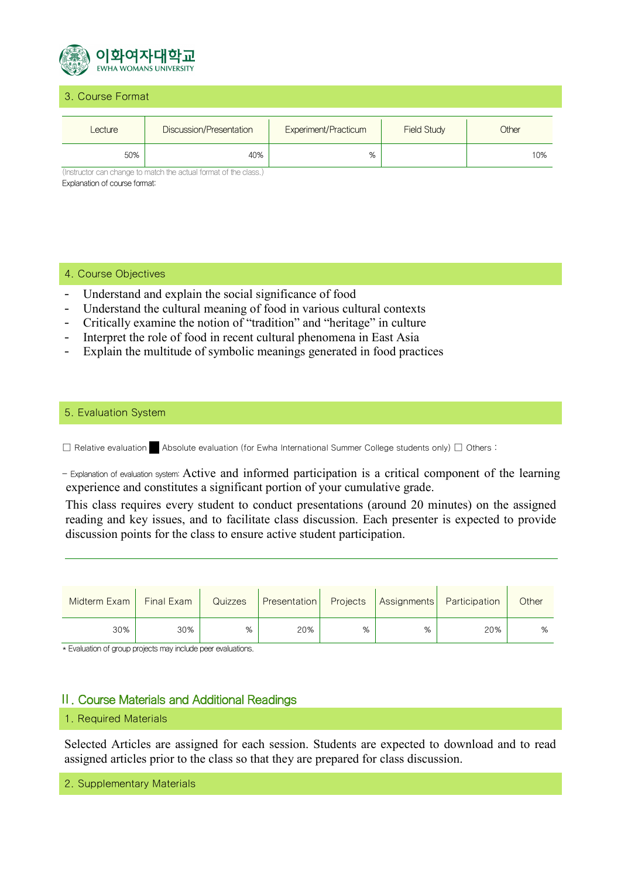## 3. Course Format

| Lecture | Discussion/Presentation | Experiment/Practicum | Field Study | Other |
|---|---|---|---|---|
| 50% | 40% | % | | 10% |

(Instructor can change to match the actual format of the class.)

Explanation of course format:

## 4. Course Objectives

- Understand and explain the social significance of food
- Understand the cultural meaning of food in various cultural contexts
- Critically examine the notion of "tradition" and "heritage" in culture
- Interpret the role of food in recent cultural phenomena in East Asia
- Explain the multitude of symbolic meanings generated in food practices

## 5. Evaluation System

☐ Relative evaluation ■ Absolute evaluation (for Ewha International Summer College students only) ☐ Others :

– Explanation of evaluation system: Active and informed participation is a critical component of the learning experience and constitutes a significant portion of your cumulative grade.

This class requires every student to conduct presentations (around 20 minutes) on the assigned reading and key issues, and to facilitate class discussion. Each presenter is expected to provide discussion points for the class to ensure active student participation.

| Midterm Exam | Final Exam | Quizzes | Presentation | Projects | Assignments | Participation | Other |
|---|---|---|---|---|---|---|---|
| 30% | 30% | % | 20% | % | % | 20% | % |

* Evaluation of group projects may include peer evaluations.

# II. Course Materials and Additional Readings

## 1. Required Materials

Selected Articles are assigned for each session. Students are expected to download and to read assigned articles prior to the class so that they are prepared for class discussion.

## 2. Supplementary Materials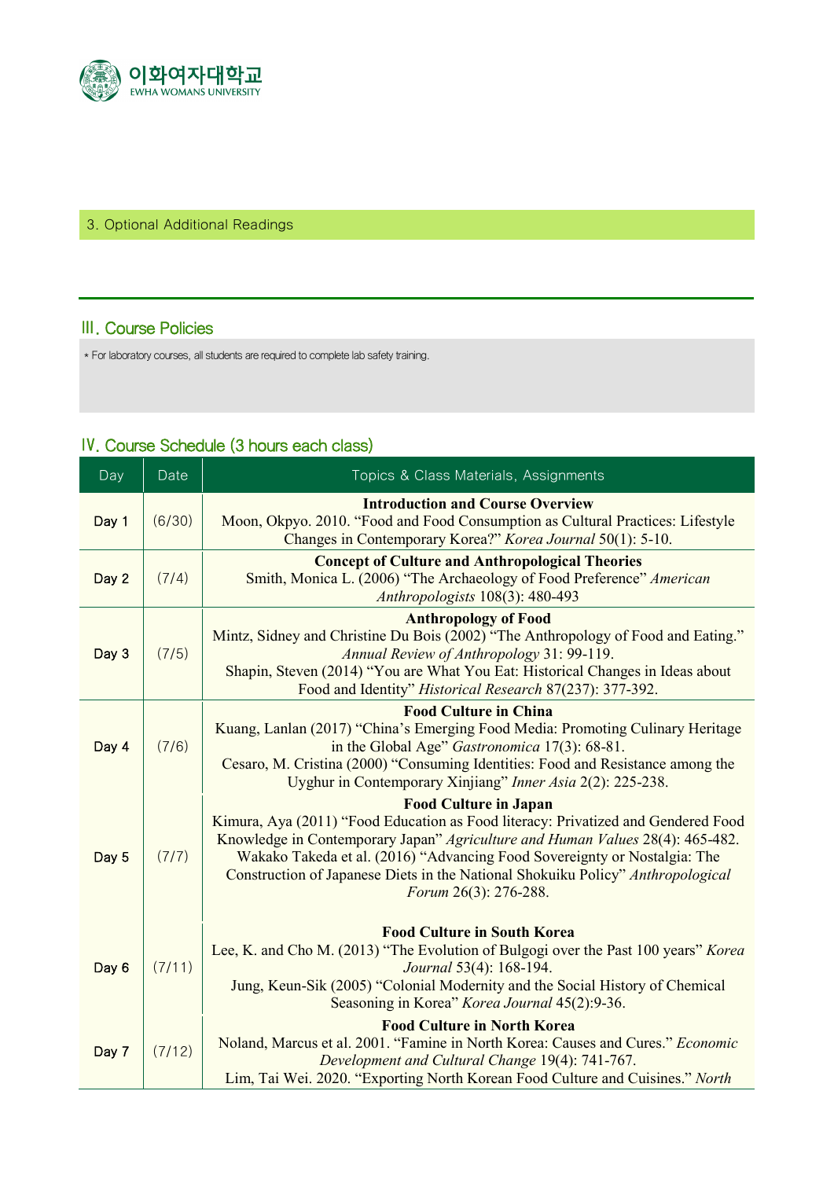3. Optional Additional Readings

## Ⅲ. Course Policies

* For laboratory courses, all students are required to complete lab safety training.

## Ⅳ. Course Schedule (3 hours each class)

| Day | Date | Topics & Class Materials, Assignments |
|---|---|---|
| Day 1 | (6/30) | **Introduction and Course Overview**<br>Moon, Okpyo. 2010. "Food and Food Consumption as Cultural Practices: Lifestyle Changes in Contemporary Korea?" *Korea Journal* 50(1): 5-10. |
| Day 2 | (7/4) | **Concept of Culture and Anthropological Theories**<br>Smith, Monica L. (2006) "The Archaeology of Food Preference" *American Anthropologists* 108(3): 480-493 |
| Day 3 | (7/5) | **Anthropology of Food**<br>Mintz, Sidney and Christine Du Bois (2002) "The Anthropology of Food and Eating." *Annual Review of Anthropology* 31: 99-119.<br>Shapin, Steven (2014) "You are What You Eat: Historical Changes in Ideas about Food and Identity" *Historical Research* 87(237): 377-392. |
| Day 4 | (7/6) | **Food Culture in China**<br>Kuang, Lanlan (2017) "China's Emerging Food Media: Promoting Culinary Heritage in the Global Age" *Gastronomica* 17(3): 68-81.<br>Cesaro, M. Cristina (2000) "Consuming Identities: Food and Resistance among the Uyghur in Contemporary Xinjiang" *Inner Asia* 2(2): 225-238. |
| Day 5 | (7/7) | **Food Culture in Japan**<br>Kimura, Aya (2011) "Food Education as Food literacy: Privatized and Gendered Food Knowledge in Contemporary Japan" *Agriculture and Human Values* 28(4): 465-482.<br>Wakako Takeda et al. (2016) "Advancing Food Sovereignty or Nostalgia: The Construction of Japanese Diets in the National Shokuiku Policy" *Anthropological Forum* 26(3): 276-288. |
| Day 6 | (7/11) | **Food Culture in South Korea**<br>Lee, K. and Cho M. (2013) "The Evolution of Bulgogi over the Past 100 years" *Korea Journal* 53(4): 168-194.<br>Jung, Keun-Sik (2005) "Colonial Modernity and the Social History of Chemical Seasoning in Korea" *Korea Journal* 45(2):9-36. |
| Day 7 | (7/12) | **Food Culture in North Korea**<br>Noland, Marcus et al. 2001. "Famine in North Korea: Causes and Cures." *Economic Development and Cultural Change* 19(4): 741-767.<br>Lim, Tai Wei. 2020. "Exporting North Korean Food Culture and Cuisines." *North* |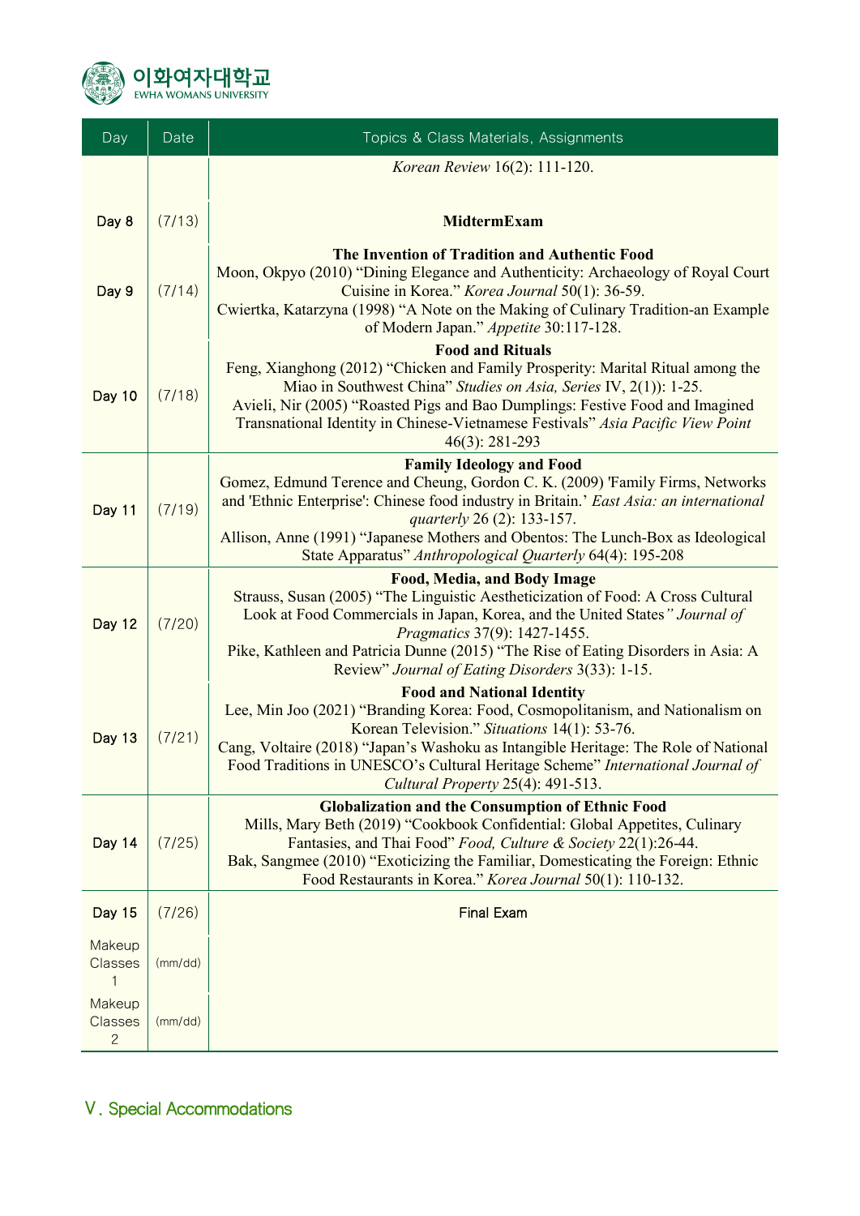| Day | Date | Topics & Class Materials, Assignments |
|---|---|---|
| | | *Korean Review* 16(2): 111-120. |
| Day 8 | (7/13) | **MidtermExam** |
| Day 9 | (7/14) | **The Invention of Tradition and Authentic Food**<br>Moon, Okpyo (2010) “Dining Elegance and Authenticity: Archaeology of Royal Court Cuisine in Korea.” *Korea Journal* 50(1): 36-59.<br>Cwiertka, Katarzyna (1998) “A Note on the Making of Culinary Tradition-an Example of Modern Japan.” *Appetite* 30:117-128. |
| Day 10 | (7/18) | **Food and Rituals**<br>Feng, Xianghong (2012) “Chicken and Family Prosperity: Marital Ritual among the Miao in Southwest China” *Studies on Asia, Series* IV, 2(1)): 1-25.<br>Avieli, Nir (2005) “Roasted Pigs and Bao Dumplings: Festive Food and Imagined Transnational Identity in Chinese-Vietnamese Festivals” *Asia Pacific View Point* 46(3): 281-293 |
| Day 11 | (7/19) | **Family Ideology and Food**<br>Gomez, Edmund Terence and Cheung, Gordon C. K. (2009) 'Family Firms, Networks and 'Ethnic Enterprise': Chinese food industry in Britain.’ *East Asia: an international quarterly* 26 (2): 133-157.<br>Allison, Anne (1991) “Japanese Mothers and Obentos: The Lunch-Box as Ideological State Apparatus” *Anthropological Quarterly* 64(4): 195-208 |
| Day 12 | (7/20) | **Food, Media, and Body Image**<br>Strauss, Susan (2005) “The Linguistic Aestheticization of Food: A Cross Cultural Look at Food Commercials in Japan, Korea, and the United States*” Journal of Pragmatics* 37(9): 1427-1455.<br>Pike, Kathleen and Patricia Dunne (2015) “The Rise of Eating Disorders in Asia: A Review” *Journal of Eating Disorders* 3(33): 1-15. |
| Day 13 | (7/21) | **Food and National Identity**<br>Lee, Min Joo (2021) “Branding Korea: Food, Cosmopolitanism, and Nationalism on Korean Television.” *Situations* 14(1): 53-76.<br>Cang, Voltaire (2018) “Japan’s Washoku as Intangible Heritage: The Role of National Food Traditions in UNESCO’s Cultural Heritage Scheme” *International Journal of Cultural Property* 25(4): 491-513. |
| Day 14 | (7/25) | **Globalization and the Consumption of Ethnic Food**<br>Mills, Mary Beth (2019) “Cookbook Confidential: Global Appetites, Culinary Fantasies, and Thai Food” *Food, Culture & Society* 22(1):26-44.<br>Bak, Sangmee (2010) “Exoticizing the Familiar, Domesticating the Foreign: Ethnic Food Restaurants in Korea.” *Korea Journal* 50(1): 110-132. |
| Day 15 | (7/26) | Final Exam |
| Makeup Classes 1 | (mm/dd) | |
| Makeup Classes 2 | (mm/dd) | |

## Ⅴ. Special Accommodations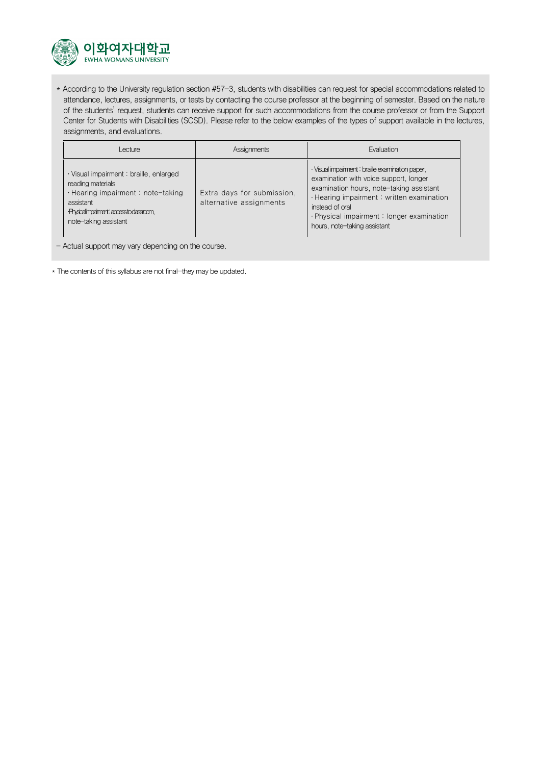* According to the University regulation section #57-3, students with disabilities can request for special accommodations related to attendance, lectures, assignments, or tests by contacting the course professor at the beginning of semester. Based on the nature of the students' request, students can receive support for such accommodations from the course professor or from the Support Center for Students with Disabilities (SCSD). Please refer to the below examples of the types of support available in the lectures, assignments, and evaluations.

| Lecture | Assignments | Evaluation |
|---|---|---|
| · Visual impairment : braille, enlarged reading materials<br>· Hearing impairment : note-taking assistant<br>·Physical impairment : access to classroom, note-taking assistant | Extra days for submission, alternative assignments | · Visual impairment : braille examination paper, examination with voice support, longer examination hours, note-taking assistant<br>· Hearing impairment : written examination instead of oral<br>· Physical impairment : longer examination hours, note-taking assistant |

- Actual support may vary depending on the course.

* The contents of this syllabus are not final—they may be updated.